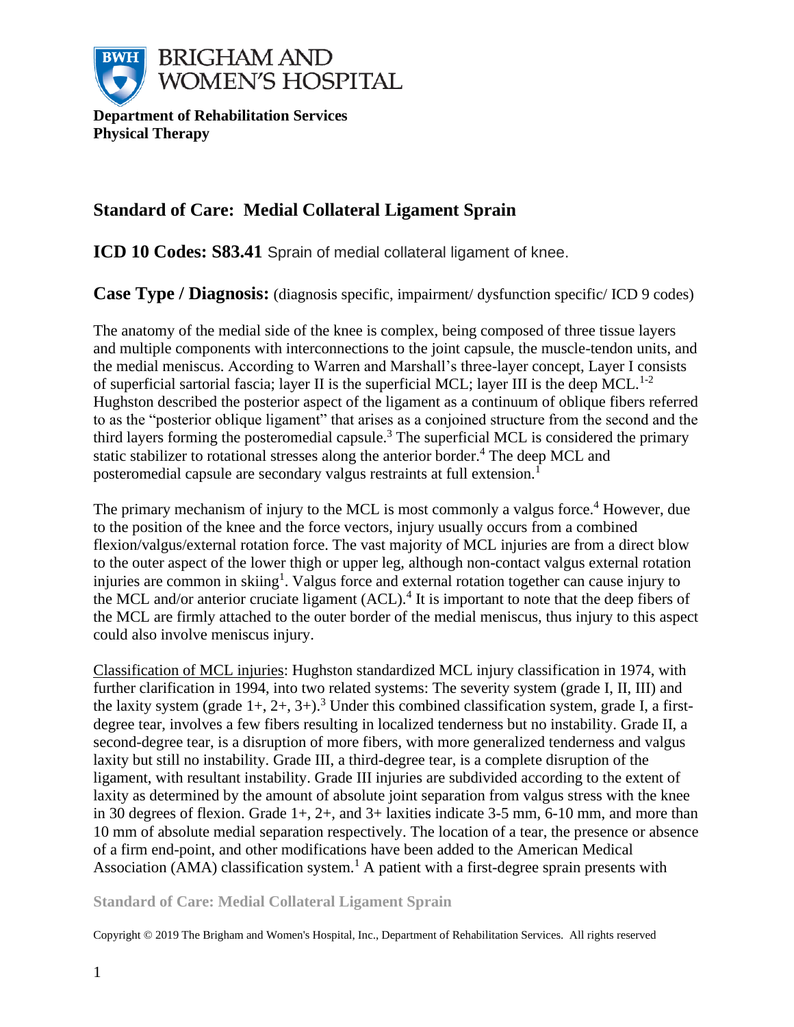**BRIGHAM AND WOMEN'S HOSPITAL**

**Department of Rehabilitation Services**
**Physical Therapy**

## Standard of Care: Medial Collateral Ligament Sprain

**ICD 10 Codes: S83.41** Sprain of medial collateral ligament of knee.

**Case Type / Diagnosis:** (diagnosis specific, impairment/ dysfunction specific/ ICD 9 codes)

The anatomy of the medial side of the knee is complex, being composed of three tissue layers and multiple components with interconnections to the joint capsule, the muscle-tendon units, and the medial meniscus. According to Warren and Marshall's three-layer concept, Layer I consists of superficial sartorial fascia; layer II is the superficial MCL; layer III is the deep MCL.[1-2] Hughston described the posterior aspect of the ligament as a continuum of oblique fibers referred to as the "posterior oblique ligament" that arises as a conjoined structure from the second and the third layers forming the posteromedial capsule.[3] The superficial MCL is considered the primary static stabilizer to rotational stresses along the anterior border.[4] The deep MCL and posteromedial capsule are secondary valgus restraints at full extension.[1]

The primary mechanism of injury to the MCL is most commonly a valgus force.[4] However, due to the position of the knee and the force vectors, injury usually occurs from a combined flexion/valgus/external rotation force. The vast majority of MCL injuries are from a direct blow to the outer aspect of the lower thigh or upper leg, although non-contact valgus external rotation injuries are common in skiing[1]. Valgus force and external rotation together can cause injury to the MCL and/or anterior cruciate ligament (ACL).[4] It is important to note that the deep fibers of the MCL are firmly attached to the outer border of the medial meniscus, thus injury to this aspect could also involve meniscus injury.

Classification of MCL injuries: Hughston standardized MCL injury classification in 1974, with further clarification in 1994, into two related systems: The severity system (grade I, II, III) and the laxity system (grade 1+, 2+, 3+).[3] Under this combined classification system, grade I, a first-degree tear, involves a few fibers resulting in localized tenderness but no instability. Grade II, a second-degree tear, is a disruption of more fibers, with more generalized tenderness and valgus laxity but still no instability. Grade III, a third-degree tear, is a complete disruption of the ligament, with resultant instability. Grade III injuries are subdivided according to the extent of laxity as determined by the amount of absolute joint separation from valgus stress with the knee in 30 degrees of flexion. Grade 1+, 2+, and 3+ laxities indicate 3-5 mm, 6-10 mm, and more than 10 mm of absolute medial separation respectively. The location of a tear, the presence or absence of a firm end-point, and other modifications have been added to the American Medical Association (AMA) classification system.[1] A patient with a first-degree sprain presents with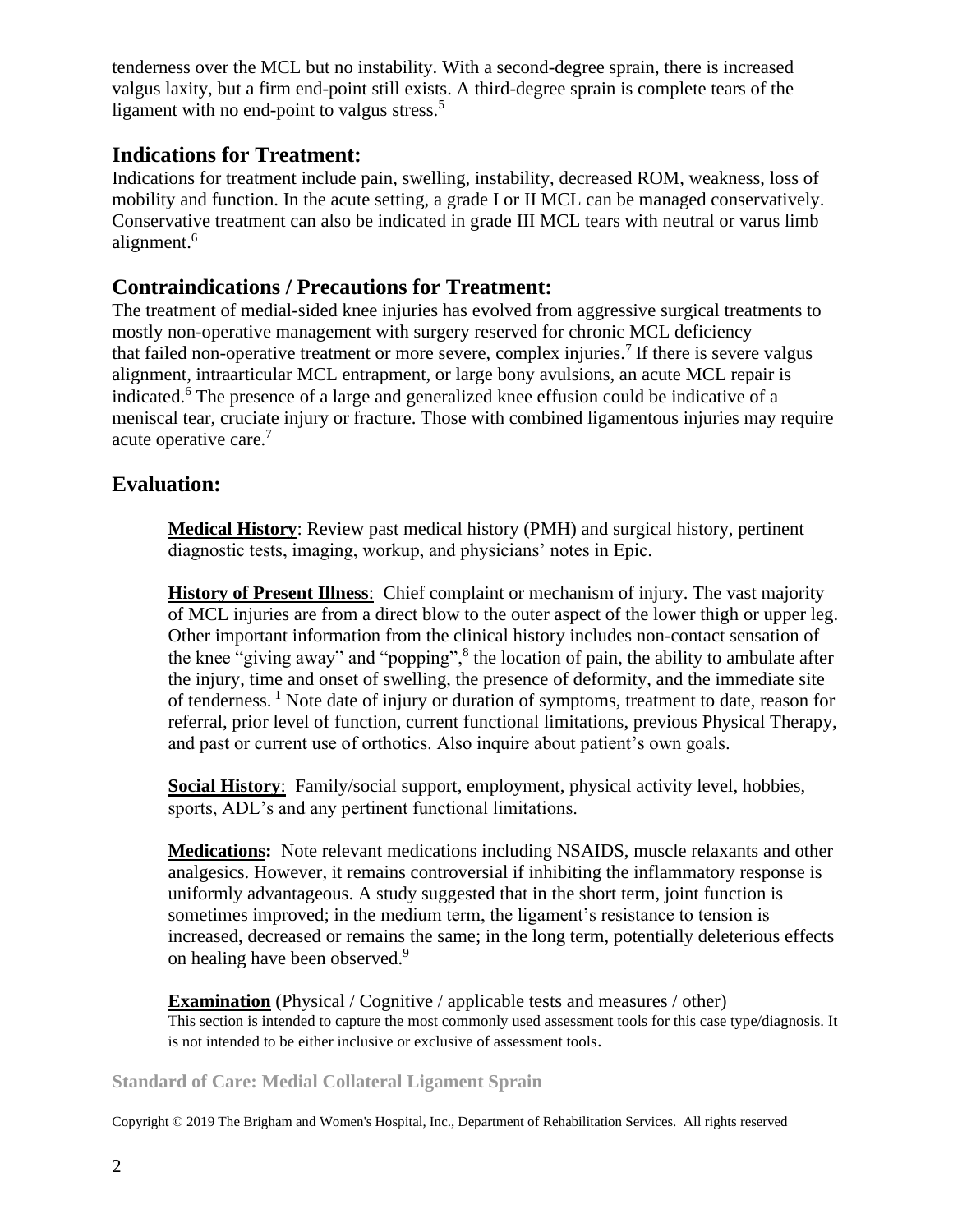tenderness over the MCL but no instability. With a second-degree sprain, there is increased valgus laxity, but a firm end-point still exists. A third-degree sprain is complete tears of the ligament with no end-point to valgus stress.[5]

## Indications for Treatment:

Indications for treatment include pain, swelling, instability, decreased ROM, weakness, loss of mobility and function. In the acute setting, a grade I or II MCL can be managed conservatively. Conservative treatment can also be indicated in grade III MCL tears with neutral or varus limb alignment.[6]

## Contraindications / Precautions for Treatment:

The treatment of medial-sided knee injuries has evolved from aggressive surgical treatments to mostly non-operative management with surgery reserved for chronic MCL deficiency that failed non-operative treatment or more severe, complex injuries.[7] If there is severe valgus alignment, intraarticular MCL entrapment, or large bony avulsions, an acute MCL repair is indicated.[6] The presence of a large and generalized knee effusion could be indicative of a meniscal tear, cruciate injury or fracture. Those with combined ligamentous injuries may require acute operative care.[7]

## Evaluation:

**Medical History**: Review past medical history (PMH) and surgical history, pertinent diagnostic tests, imaging, workup, and physicians' notes in Epic.

**History of Present Illness**: Chief complaint or mechanism of injury. The vast majority of MCL injuries are from a direct blow to the outer aspect of the lower thigh or upper leg. Other important information from the clinical history includes non-contact sensation of the knee "giving away" and "popping",[8] the location of pain, the ability to ambulate after the injury, time and onset of swelling, the presence of deformity, and the immediate site of tenderness.[1] Note date of injury or duration of symptoms, treatment to date, reason for referral, prior level of function, current functional limitations, previous Physical Therapy, and past or current use of orthotics. Also inquire about patient's own goals.

**Social History**: Family/social support, employment, physical activity level, hobbies, sports, ADL's and any pertinent functional limitations.

**Medications:** Note relevant medications including NSAIDS, muscle relaxants and other analgesics. However, it remains controversial if inhibiting the inflammatory response is uniformly advantageous. A study suggested that in the short term, joint function is sometimes improved; in the medium term, the ligament's resistance to tension is increased, decreased or remains the same; in the long term, potentially deleterious effects on healing have been observed.[9]

**Examination** (Physical / Cognitive / applicable tests and measures / other)
This section is intended to capture the most commonly used assessment tools for this case type/diagnosis. It is not intended to be either inclusive or exclusive of assessment tools.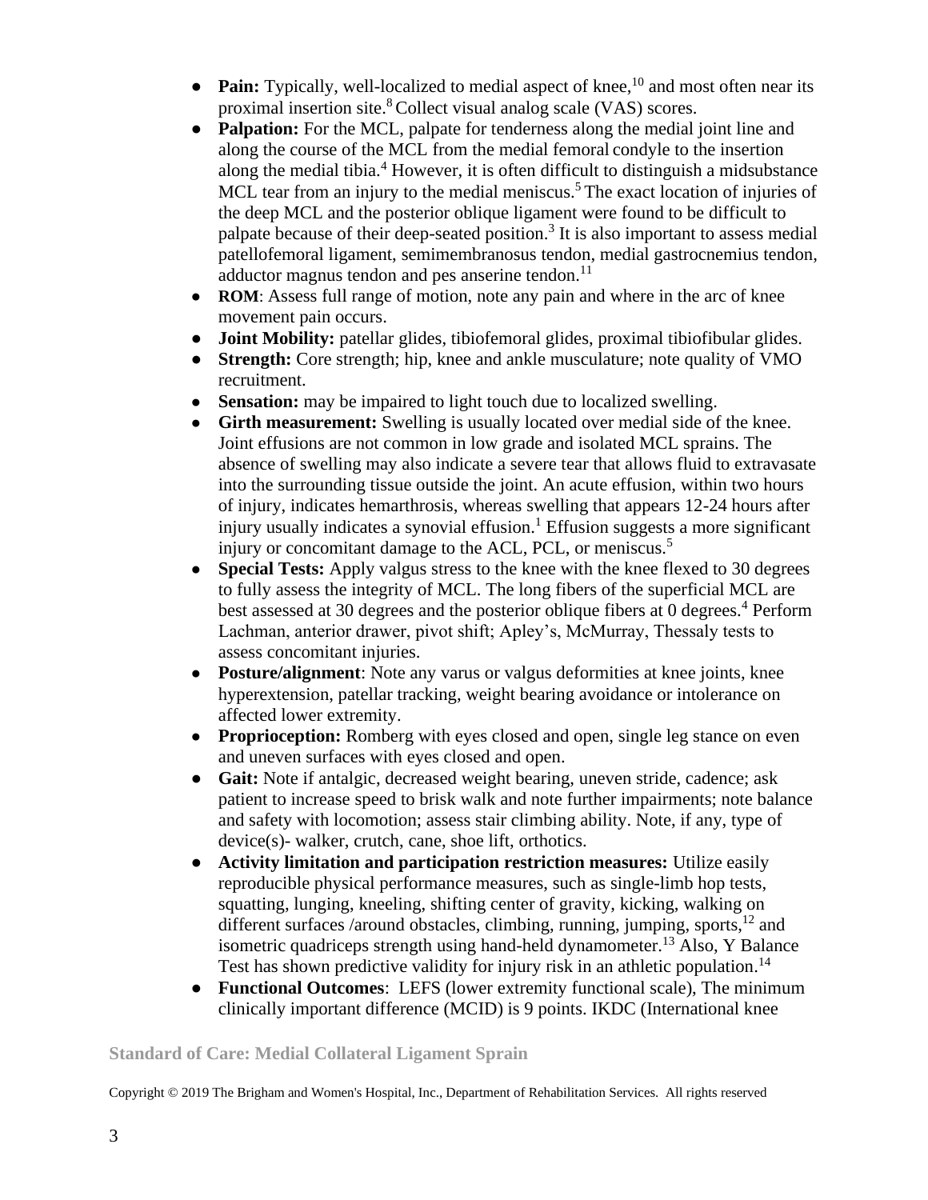- **Pain:** Typically, well-localized to medial aspect of knee,[10] and most often near its proximal insertion site.[8] Collect visual analog scale (VAS) scores.
- **Palpation:** For the MCL, palpate for tenderness along the medial joint line and along the course of the MCL from the medial femoral condyle to the insertion along the medial tibia.[4] However, it is often difficult to distinguish a midsubstance MCL tear from an injury to the medial meniscus.[5] The exact location of injuries of the deep MCL and the posterior oblique ligament were found to be difficult to palpate because of their deep-seated position.[3] It is also important to assess medial patellofemoral ligament, semimembranosus tendon, medial gastrocnemius tendon, adductor magnus tendon and pes anserine tendon.[11]
- **ROM**: Assess full range of motion, note any pain and where in the arc of knee movement pain occurs.
- **Joint Mobility:** patellar glides, tibiofemoral glides, proximal tibiofibular glides.
- **Strength:** Core strength; hip, knee and ankle musculature; note quality of VMO recruitment.
- **Sensation:** may be impaired to light touch due to localized swelling.
- **Girth measurement:** Swelling is usually located over medial side of the knee. Joint effusions are not common in low grade and isolated MCL sprains. The absence of swelling may also indicate a severe tear that allows fluid to extravasate into the surrounding tissue outside the joint. An acute effusion, within two hours of injury, indicates hemarthrosis, whereas swelling that appears 12-24 hours after injury usually indicates a synovial effusion.[1] Effusion suggests a more significant injury or concomitant damage to the ACL, PCL, or meniscus.[5]
- **Special Tests:** Apply valgus stress to the knee with the knee flexed to 30 degrees to fully assess the integrity of MCL. The long fibers of the superficial MCL are best assessed at 30 degrees and the posterior oblique fibers at 0 degrees.[4] Perform Lachman, anterior drawer, pivot shift; Apley's, McMurray, Thessaly tests to assess concomitant injuries.
- **Posture/alignment**: Note any varus or valgus deformities at knee joints, knee hyperextension, patellar tracking, weight bearing avoidance or intolerance on affected lower extremity.
- **Proprioception:** Romberg with eyes closed and open, single leg stance on even and uneven surfaces with eyes closed and open.
- **Gait:** Note if antalgic, decreased weight bearing, uneven stride, cadence; ask patient to increase speed to brisk walk and note further impairments; note balance and safety with locomotion; assess stair climbing ability. Note, if any, type of device(s)- walker, crutch, cane, shoe lift, orthotics.
- **Activity limitation and participation restriction measures:** Utilize easily reproducible physical performance measures, such as single-limb hop tests, squatting, lunging, kneeling, shifting center of gravity, kicking, walking on different surfaces /around obstacles, climbing, running, jumping, sports,[12] and isometric quadriceps strength using hand-held dynamometer.[13] Also, Y Balance Test has shown predictive validity for injury risk in an athletic population.[14]
- **Functional Outcomes**: LEFS (lower extremity functional scale), The minimum clinically important difference (MCID) is 9 points. IKDC (International knee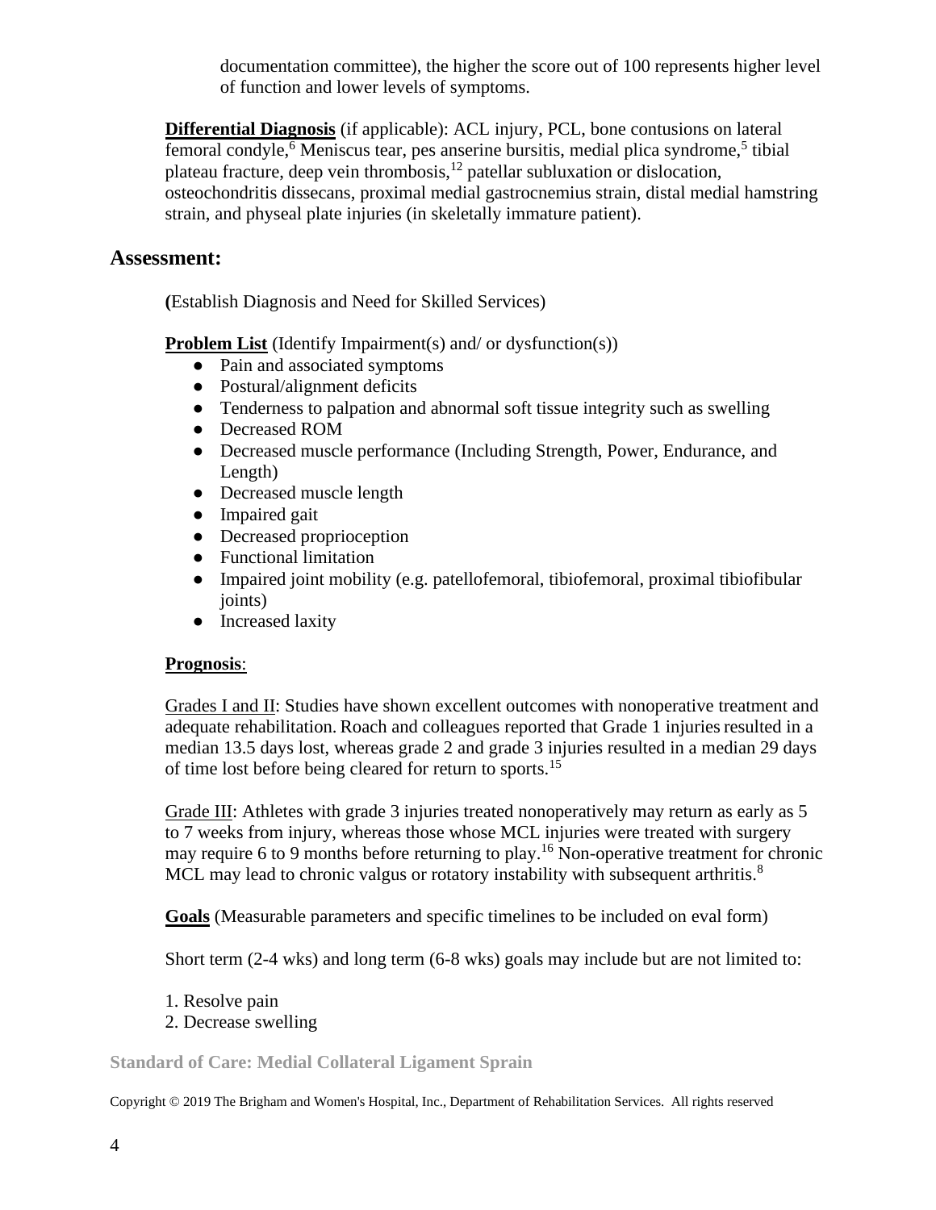documentation committee), the higher the score out of 100 represents higher level of function and lower levels of symptoms.

**Differential Diagnosis** (if applicable): ACL injury, PCL, bone contusions on lateral femoral condyle,[6] Meniscus tear, pes anserine bursitis, medial plica syndrome,[5] tibial plateau fracture, deep vein thrombosis,[12] patellar subluxation or dislocation, osteochondritis dissecans, proximal medial gastrocnemius strain, distal medial hamstring strain, and physeal plate injuries (in skeletally immature patient).

## Assessment:

**(**Establish Diagnosis and Need for Skilled Services)

**Problem List** (Identify Impairment(s) and/ or dysfunction(s))

- Pain and associated symptoms
- Postural/alignment deficits
- Tenderness to palpation and abnormal soft tissue integrity such as swelling
- Decreased ROM
- Decreased muscle performance (Including Strength, Power, Endurance, and Length)
- Decreased muscle length
- Impaired gait
- Decreased proprioception
- Functional limitation
- Impaired joint mobility (e.g. patellofemoral, tibiofemoral, proximal tibiofibular joints)
- Increased laxity

**Prognosis**:

Grades I and II: Studies have shown excellent outcomes with nonoperative treatment and adequate rehabilitation. Roach and colleagues reported that Grade 1 injuries resulted in a median 13.5 days lost, whereas grade 2 and grade 3 injuries resulted in a median 29 days of time lost before being cleared for return to sports.[15]

Grade III: Athletes with grade 3 injuries treated nonoperatively may return as early as 5 to 7 weeks from injury, whereas those whose MCL injuries were treated with surgery may require 6 to 9 months before returning to play.[16] Non-operative treatment for chronic MCL may lead to chronic valgus or rotatory instability with subsequent arthritis.[8]

**Goals** (Measurable parameters and specific timelines to be included on eval form)

Short term (2-4 wks) and long term (6-8 wks) goals may include but are not limited to:

1. Resolve pain
2. Decrease swelling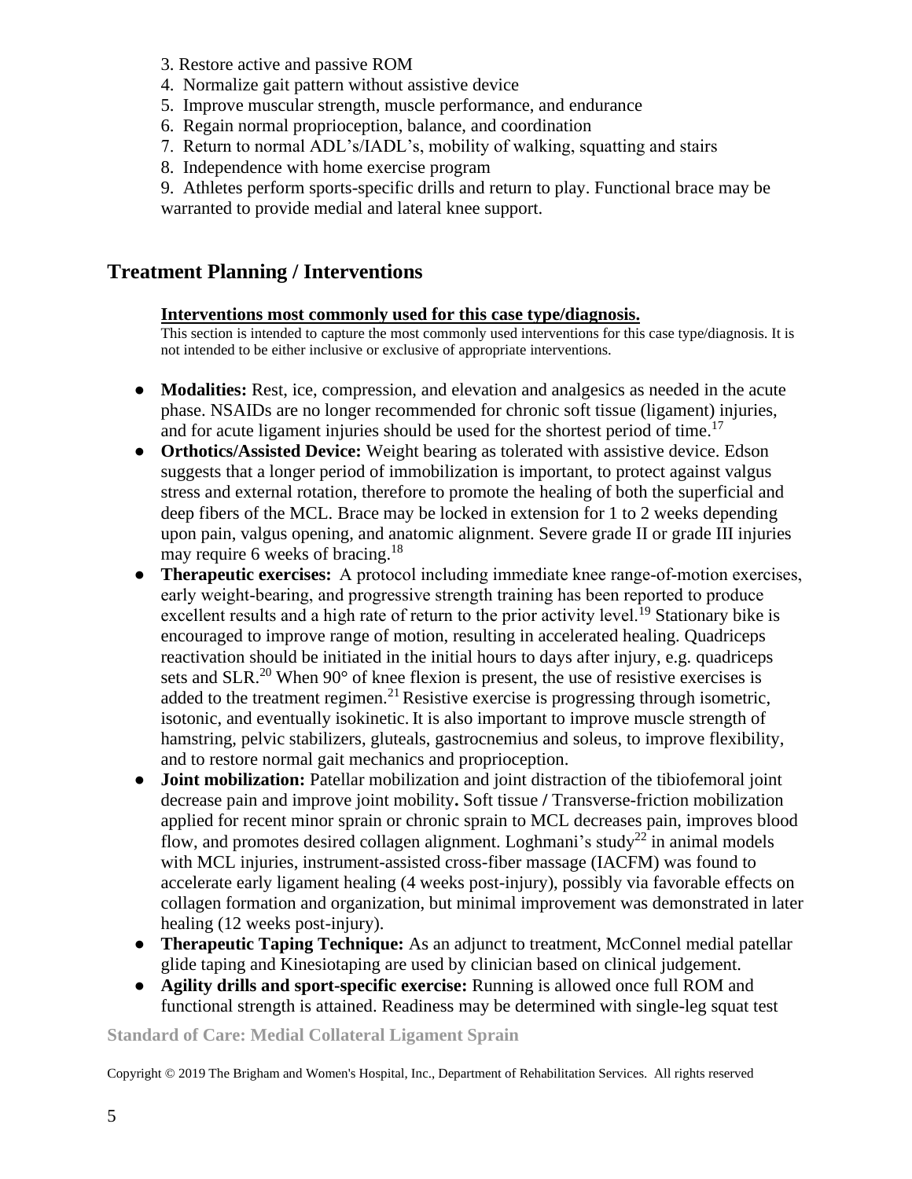3. Restore active and passive ROM
4. Normalize gait pattern without assistive device
5. Improve muscular strength, muscle performance, and endurance
6. Regain normal proprioception, balance, and coordination
7. Return to normal ADL's/IADL's, mobility of walking, squatting and stairs
8. Independence with home exercise program
9. Athletes perform sports-specific drills and return to play. Functional brace may be warranted to provide medial and lateral knee support.

## Treatment Planning / Interventions

**Interventions most commonly used for this case type/diagnosis.**

This section is intended to capture the most commonly used interventions for this case type/diagnosis. It is not intended to be either inclusive or exclusive of appropriate interventions.

- **Modalities:** Rest, ice, compression, and elevation and analgesics as needed in the acute phase. NSAIDs are no longer recommended for chronic soft tissue (ligament) injuries, and for acute ligament injuries should be used for the shortest period of time.[17]
- **Orthotics/Assisted Device:** Weight bearing as tolerated with assistive device. Edson suggests that a longer period of immobilization is important, to protect against valgus stress and external rotation, therefore to promote the healing of both the superficial and deep fibers of the MCL. Brace may be locked in extension for 1 to 2 weeks depending upon pain, valgus opening, and anatomic alignment. Severe grade II or grade III injuries may require 6 weeks of bracing.[18]
- **Therapeutic exercises:** A protocol including immediate knee range-of-motion exercises, early weight-bearing, and progressive strength training has been reported to produce excellent results and a high rate of return to the prior activity level.[19] Stationary bike is encouraged to improve range of motion, resulting in accelerated healing. Quadriceps reactivation should be initiated in the initial hours to days after injury, e.g. quadriceps sets and SLR.[20] When 90° of knee flexion is present, the use of resistive exercises is added to the treatment regimen.[21] Resistive exercise is progressing through isometric, isotonic, and eventually isokinetic. It is also important to improve muscle strength of hamstring, pelvic stabilizers, gluteals, gastrocnemius and soleus, to improve flexibility, and to restore normal gait mechanics and proprioception.
- **Joint mobilization:** Patellar mobilization and joint distraction of the tibiofemoral joint decrease pain and improve joint mobility**.** Soft tissue **/** Transverse-friction mobilization applied for recent minor sprain or chronic sprain to MCL decreases pain, improves blood flow, and promotes desired collagen alignment. Loghmani's study[22] in animal models with MCL injuries, instrument-assisted cross-fiber massage (IACFM) was found to accelerate early ligament healing (4 weeks post-injury), possibly via favorable effects on collagen formation and organization, but minimal improvement was demonstrated in later healing (12 weeks post-injury).
- **Therapeutic Taping Technique:** As an adjunct to treatment, McConnel medial patellar glide taping and Kinesiotaping are used by clinician based on clinical judgement.
- **Agility drills and sport-specific exercise:** Running is allowed once full ROM and functional strength is attained. Readiness may be determined with single-leg squat test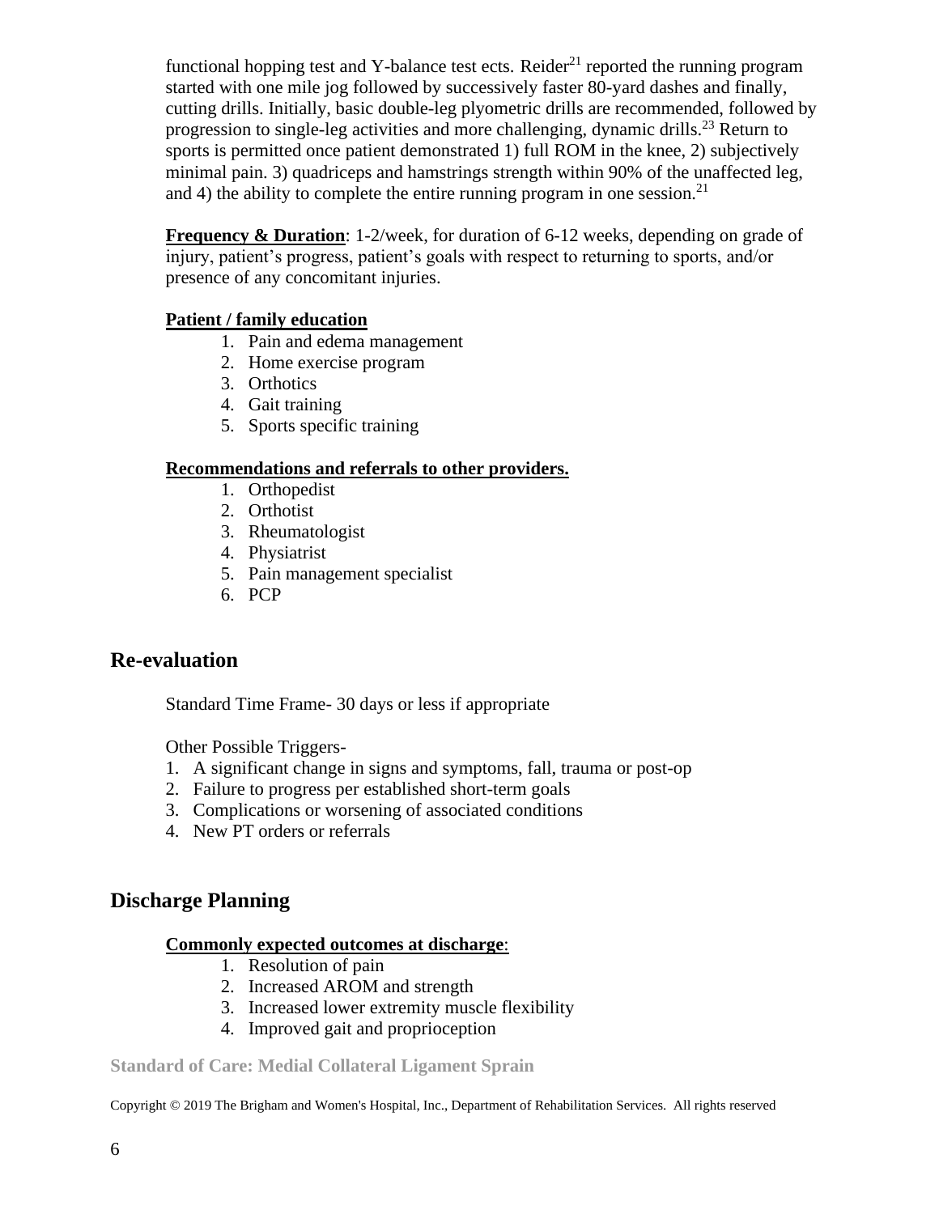functional hopping test and Y-balance test ects. Reider[21] reported the running program started with one mile jog followed by successively faster 80-yard dashes and finally, cutting drills. Initially, basic double-leg plyometric drills are recommended, followed by progression to single-leg activities and more challenging, dynamic drills.[23] Return to sports is permitted once patient demonstrated 1) full ROM in the knee, 2) subjectively minimal pain. 3) quadriceps and hamstrings strength within 90% of the unaffected leg, and 4) the ability to complete the entire running program in one session.[21]

**Frequency & Duration**: 1-2/week, for duration of 6-12 weeks, depending on grade of injury, patient's progress, patient's goals with respect to returning to sports, and/or presence of any concomitant injuries.

**Patient / family education**

1. Pain and edema management
2. Home exercise program
3. Orthotics
4. Gait training
5. Sports specific training

**Recommendations and referrals to other providers.**

1. Orthopedist
2. Orthotist
3. Rheumatologist
4. Physiatrist
5. Pain management specialist
6. PCP

## Re-evaluation

Standard Time Frame- 30 days or less if appropriate

Other Possible Triggers-

1. A significant change in signs and symptoms, fall, trauma or post-op
2. Failure to progress per established short-term goals
3. Complications or worsening of associated conditions
4. New PT orders or referrals

## Discharge Planning

**Commonly expected outcomes at discharge**:

1. Resolution of pain
2. Increased AROM and strength
3. Increased lower extremity muscle flexibility
4. Improved gait and proprioception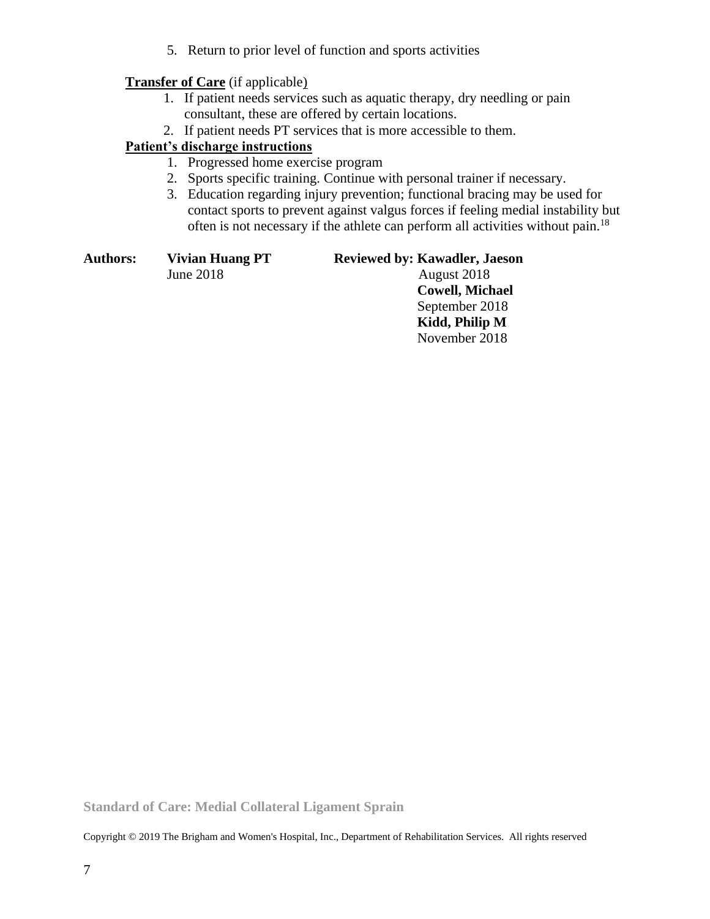5. Return to prior level of function and sports activities

**Transfer of Care** (if applicable)

1. If patient needs services such as aquatic therapy, dry needling or pain consultant, these are offered by certain locations.
2. If patient needs PT services that is more accessible to them.

**Patient's discharge instructions**

1. Progressed home exercise program
2. Sports specific training. Continue with personal trainer if necessary.
3. Education regarding injury prevention; functional bracing may be used for contact sports to prevent against valgus forces if feeling medial instability but often is not necessary if the athlete can perform all activities without pain.[18]

**Authors:** **Vivian Huang PT**
June 2018

**Reviewed by: Kawadler, Jaeson**
August 2018
**Cowell, Michael**
September 2018
**Kidd, Philip M**
November 2018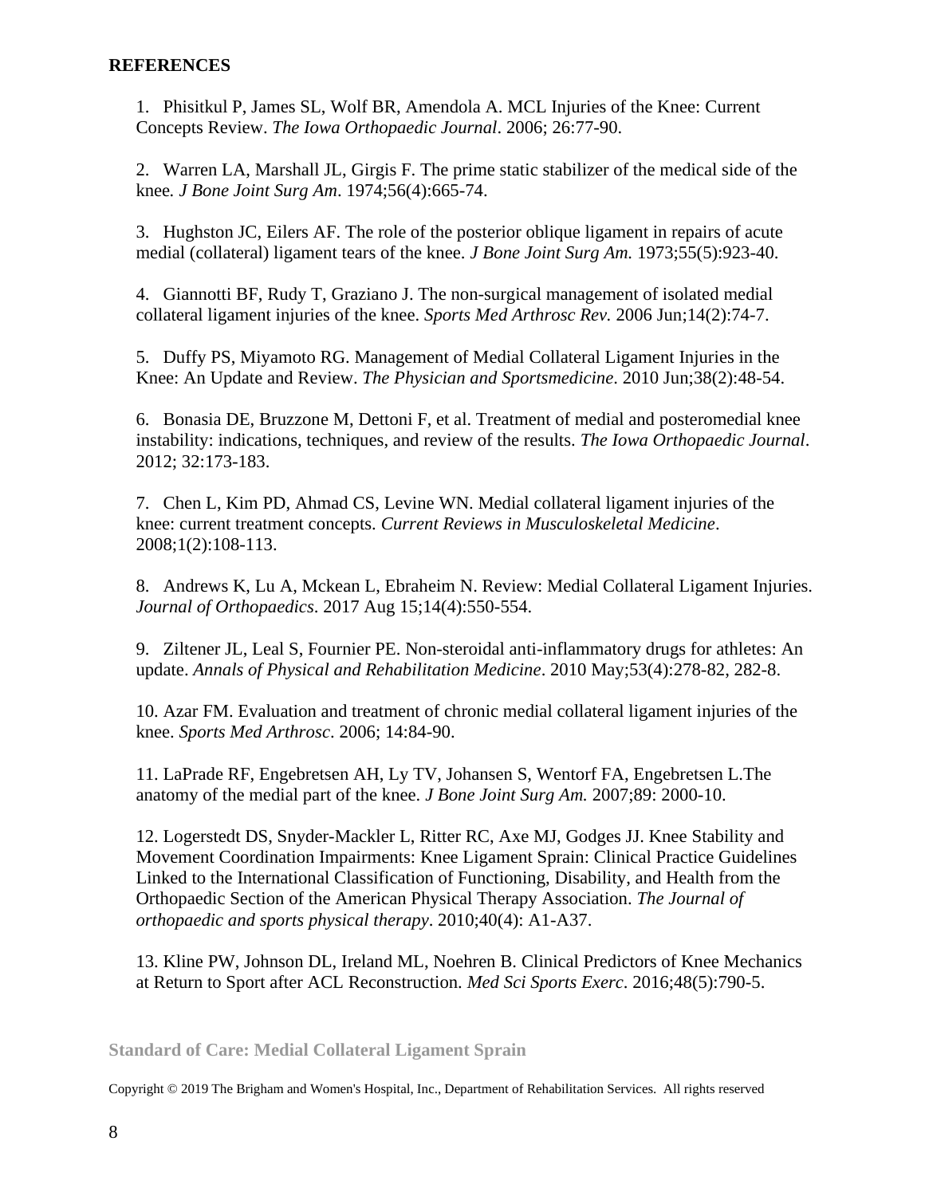**REFERENCES**

1. Phisitkul P, James SL, Wolf BR, Amendola A. MCL Injuries of the Knee: Current Concepts Review. *The Iowa Orthopaedic Journal*. 2006; 26:77-90.

2. Warren LA, Marshall JL, Girgis F. The prime static stabilizer of the medical side of the knee*. J Bone Joint Surg Am*. 1974;56(4):665-74.

3. Hughston JC, Eilers AF. The role of the posterior oblique ligament in repairs of acute medial (collateral) ligament tears of the knee. *J Bone Joint Surg Am.* 1973;55(5):923-40.

4. Giannotti BF, Rudy T, Graziano J. The non-surgical management of isolated medial collateral ligament injuries of the knee. *Sports Med Arthrosc Rev.* 2006 Jun;14(2):74-7.

5. Duffy PS, Miyamoto RG. Management of Medial Collateral Ligament Injuries in the Knee: An Update and Review. *The Physician and Sportsmedicine*. 2010 Jun;38(2):48-54.

6. Bonasia DE, Bruzzone M, Dettoni F, et al. Treatment of medial and posteromedial knee instability: indications, techniques, and review of the results. *The Iowa Orthopaedic Journal*. 2012; 32:173-183.

7. Chen L, Kim PD, Ahmad CS, Levine WN. Medial collateral ligament injuries of the knee: current treatment concepts. *Current Reviews in Musculoskeletal Medicine*. 2008;1(2):108-113.

8. Andrews K, Lu A, Mckean L, Ebraheim N. Review: Medial Collateral Ligament Injuries. *Journal of Orthopaedics*. 2017 Aug 15;14(4):550-554.

9. Ziltener JL, Leal S, Fournier PE. Non-steroidal anti-inflammatory drugs for athletes: An update. *Annals of Physical and Rehabilitation Medicine*. 2010 May;53(4):278-82, 282-8.

10. Azar FM. Evaluation and treatment of chronic medial collateral ligament injuries of the knee. *Sports Med Arthrosc*. 2006; 14:84-90.

11. LaPrade RF, Engebretsen AH, Ly TV, Johansen S, Wentorf FA, Engebretsen L.The anatomy of the medial part of the knee. *J Bone Joint Surg Am.* 2007;89: 2000-10.

12. Logerstedt DS, Snyder-Mackler L, Ritter RC, Axe MJ, Godges JJ. Knee Stability and Movement Coordination Impairments: Knee Ligament Sprain: Clinical Practice Guidelines Linked to the International Classification of Functioning, Disability, and Health from the Orthopaedic Section of the American Physical Therapy Association. *The Journal of orthopaedic and sports physical therapy*. 2010;40(4): A1-A37.

13. Kline PW, Johnson DL, Ireland ML, Noehren B. Clinical Predictors of Knee Mechanics at Return to Sport after ACL Reconstruction. *Med Sci Sports Exerc*. 2016;48(5):790-5.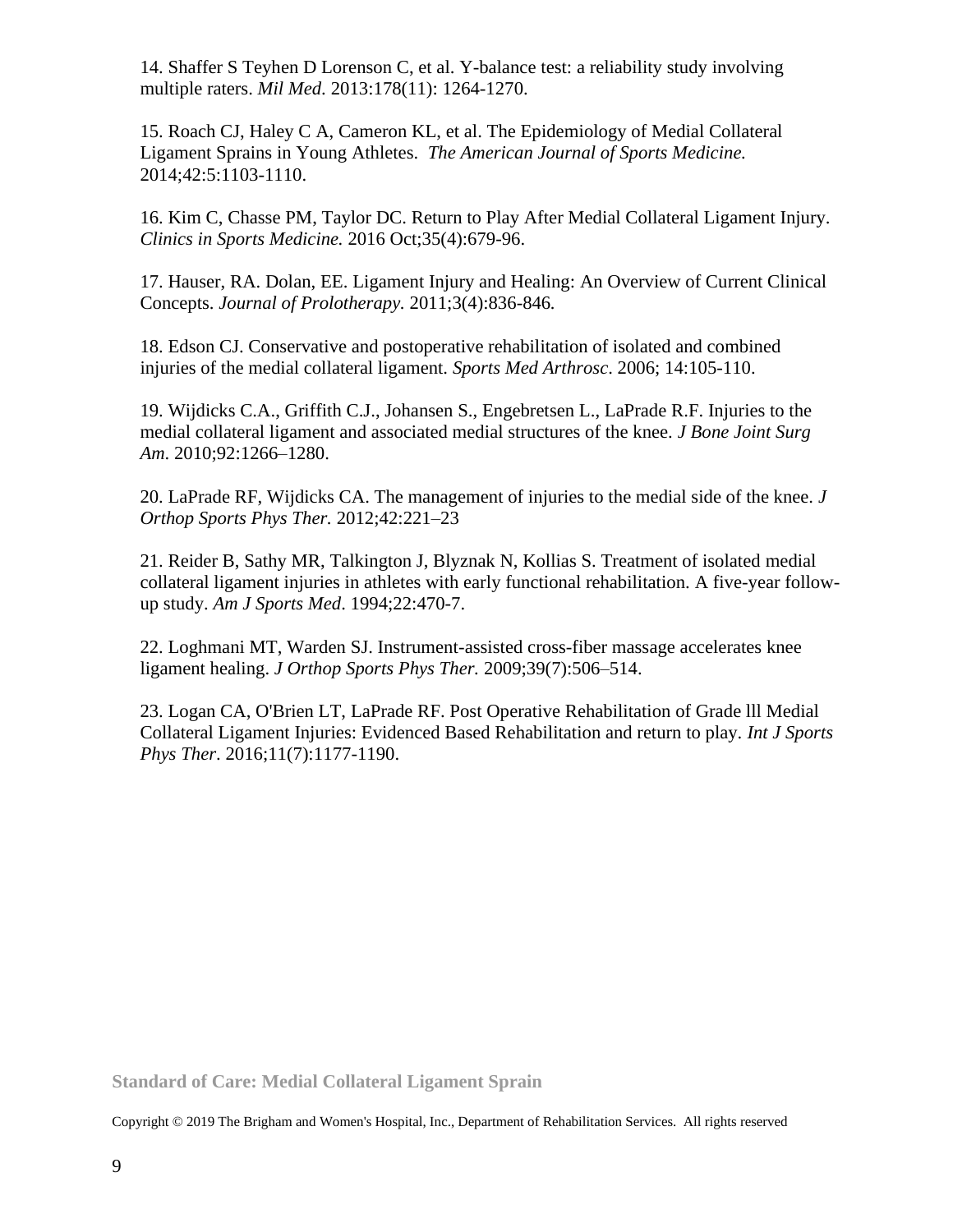14. Shaffer S Teyhen D Lorenson C, et al. Y-balance test: a reliability study involving multiple raters. *Mil Med.* 2013:178(11): 1264-1270.

15. Roach CJ, Haley C A, Cameron KL, et al. The Epidemiology of Medial Collateral Ligament Sprains in Young Athletes. *The American Journal of Sports Medicine.* 2014;42:5:1103-1110.

16. Kim C, Chasse PM, Taylor DC. Return to Play After Medial Collateral Ligament Injury. *Clinics in Sports Medicine.* 2016 Oct;35(4):679-96.

17. Hauser, RA. Dolan, EE. Ligament Injury and Healing: An Overview of Current Clinical Concepts. *Journal of Prolotherapy.* 2011;3(4):836-846.

18. Edson CJ. Conservative and postoperative rehabilitation of isolated and combined injuries of the medial collateral ligament. *Sports Med Arthrosc*. 2006; 14:105-110.

19. Wijdicks C.A., Griffith C.J., Johansen S., Engebretsen L., LaPrade R.F. Injuries to the medial collateral ligament and associated medial structures of the knee. *J Bone Joint Surg Am.* 2010;92:1266–1280.

20. LaPrade RF, Wijdicks CA. The management of injuries to the medial side of the knee. *J Orthop Sports Phys Ther.* 2012;42:221–23

21. Reider B, Sathy MR, Talkington J, Blyznak N, Kollias S. Treatment of isolated medial collateral ligament injuries in athletes with early functional rehabilitation. A five-year follow-up study. *Am J Sports Med*. 1994;22:470-7.

22. Loghmani MT, Warden SJ. Instrument-assisted cross-fiber massage accelerates knee ligament healing. *J Orthop Sports Phys Ther.* 2009;39(7):506–514.

23. Logan CA, O'Brien LT, LaPrade RF. Post Operative Rehabilitation of Grade lll Medial Collateral Ligament Injuries: Evidenced Based Rehabilitation and return to play. *Int J Sports Phys Ther*. 2016;11(7):1177-1190.